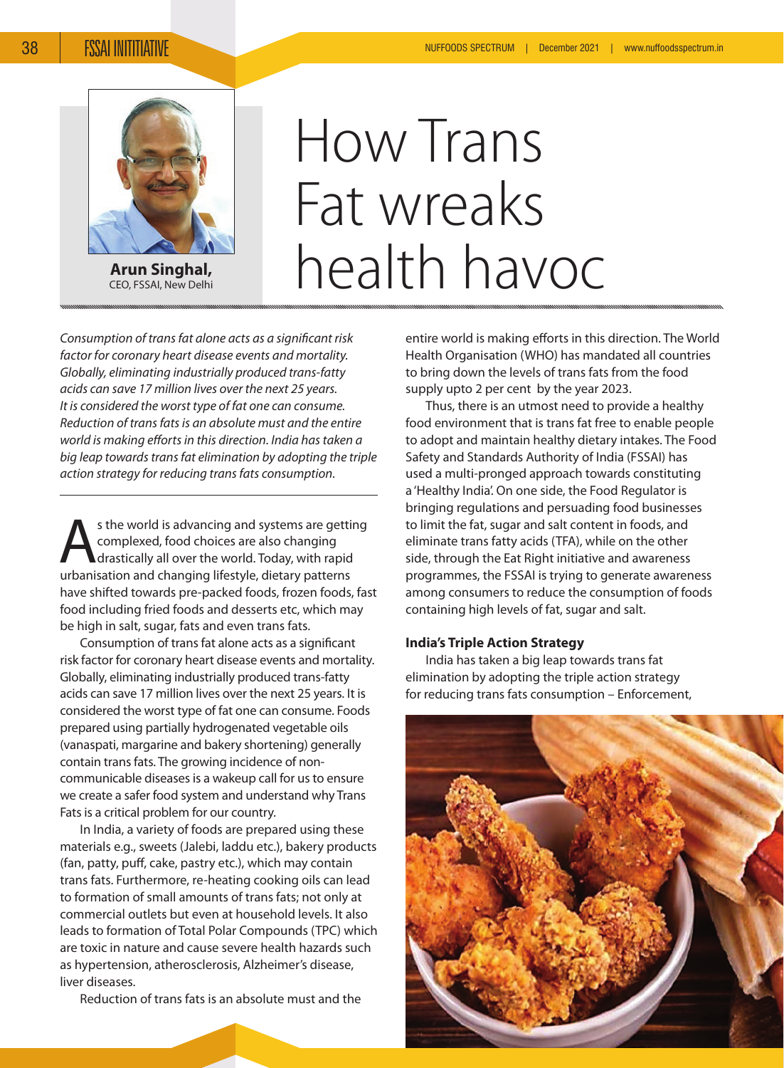# How Trans Fat wreaks health havoc

**Arun Singhal,**
CEO, FSSAI, New Delhi

*Consumption of trans fat alone acts as a significant risk factor for coronary heart disease events and mortality. Globally, eliminating industrially produced trans-fatty acids can save 17 million lives over the next 25 years. It is considered the worst type of fat one can consume. Reduction of trans fats is an absolute must and the entire world is making efforts in this direction. India has taken a big leap towards trans fat elimination by adopting the triple action strategy for reducing trans fats consumption.*

As the world is advancing and systems are getting complexed, food choices are also changing drastically all over the world. Today, with rapid urbanisation and changing lifestyle, dietary patterns have shifted towards pre-packed foods, frozen foods, fast food including fried foods and desserts etc, which may be high in salt, sugar, fats and even trans fats.

Consumption of trans fat alone acts as a significant risk factor for coronary heart disease events and mortality. Globally, eliminating industrially produced trans-fatty acids can save 17 million lives over the next 25 years. It is considered the worst type of fat one can consume. Foods prepared using partially hydrogenated vegetable oils (vanaspati, margarine and bakery shortening) generally contain trans fats. The growing incidence of non-communicable diseases is a wakeup call for us to ensure we create a safer food system and understand why Trans Fats is a critical problem for our country.

In India, a variety of foods are prepared using these materials e.g., sweets (Jalebi, laddu etc.), bakery products (fan, patty, puff, cake, pastry etc.), which may contain trans fats. Furthermore, re-heating cooking oils can lead to formation of small amounts of trans fats; not only at commercial outlets but even at household levels. It also leads to formation of Total Polar Compounds (TPC) which are toxic in nature and cause severe health hazards such as hypertension, atherosclerosis, Alzheimer's disease, liver diseases.

Reduction of trans fats is an absolute must and the entire world is making efforts in this direction. The World Health Organisation (WHO) has mandated all countries to bring down the levels of trans fats from the food supply upto 2 per cent by the year 2023.

Thus, there is an utmost need to provide a healthy food environment that is trans fat free to enable people to adopt and maintain healthy dietary intakes. The Food Safety and Standards Authority of India (FSSAI) has used a multi-pronged approach towards constituting a 'Healthy India'. On one side, the Food Regulator is bringing regulations and persuading food businesses to limit the fat, sugar and salt content in foods, and eliminate trans fatty acids (TFA), while on the other side, through the Eat Right initiative and awareness programmes, the FSSAI is trying to generate awareness among consumers to reduce the consumption of foods containing high levels of fat, sugar and salt.

### India's Triple Action Strategy

India has taken a big leap towards trans fat elimination by adopting the triple action strategy for reducing trans fats consumption – Enforcement,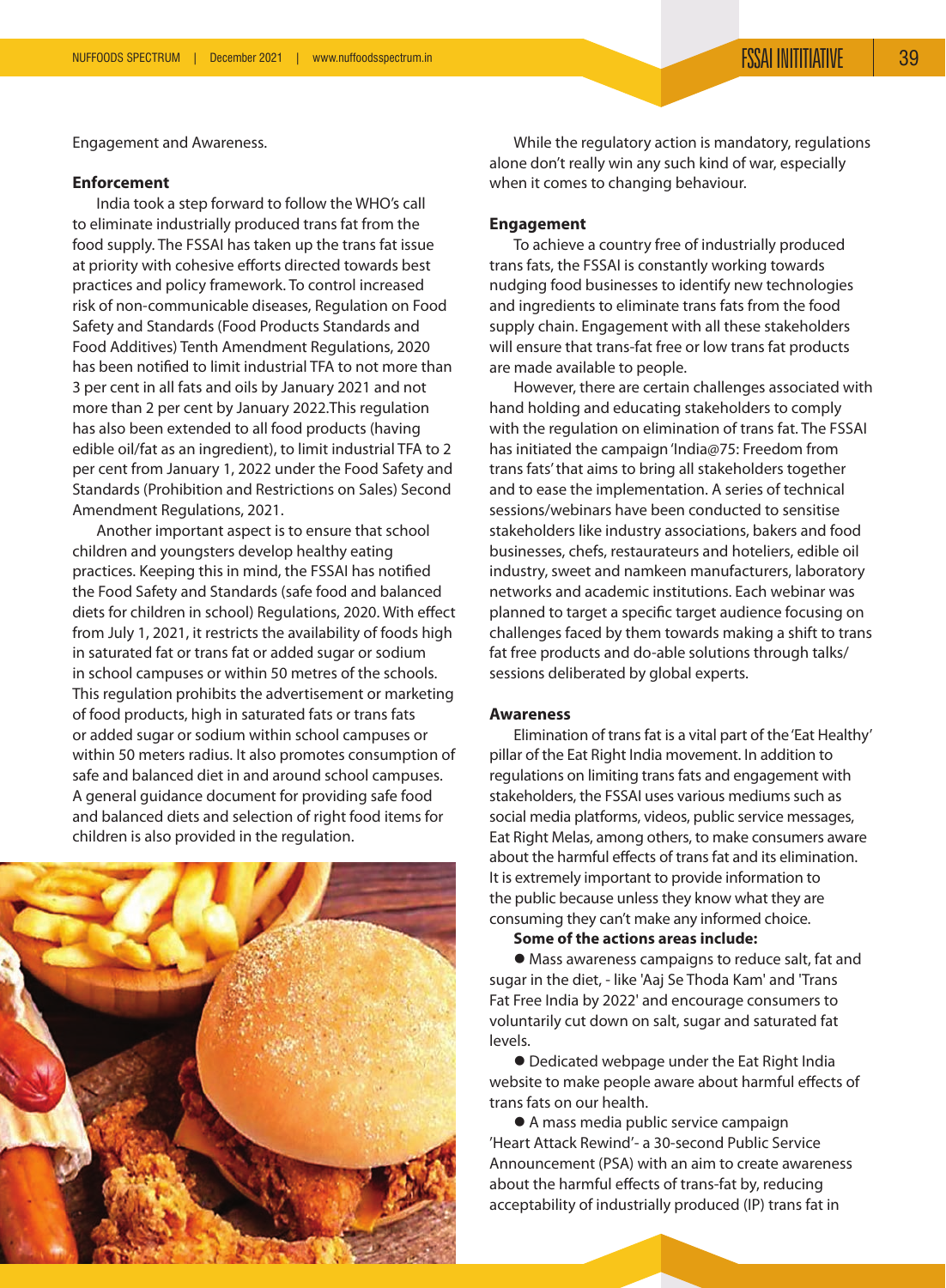Engagement and Awareness.

**Enforcement**

India took a step forward to follow the WHO's call to eliminate industrially produced trans fat from the food supply. The FSSAI has taken up the trans fat issue at priority with cohesive efforts directed towards best practices and policy framework. To control increased risk of non-communicable diseases, Regulation on Food Safety and Standards (Food Products Standards and Food Additives) Tenth Amendment Regulations, 2020 has been notified to limit industrial TFA to not more than 3 per cent in all fats and oils by January 2021 and not more than 2 per cent by January 2022.This regulation has also been extended to all food products (having edible oil/fat as an ingredient), to limit industrial TFA to 2 per cent from January 1, 2022 under the Food Safety and Standards (Prohibition and Restrictions on Sales) Second Amendment Regulations, 2021.

Another important aspect is to ensure that school children and youngsters develop healthy eating practices. Keeping this in mind, the FSSAI has notified the Food Safety and Standards (safe food and balanced diets for children in school) Regulations, 2020. With effect from July 1, 2021, it restricts the availability of foods high in saturated fat or trans fat or added sugar or sodium in school campuses or within 50 metres of the schools. This regulation prohibits the advertisement or marketing of food products, high in saturated fats or trans fats or added sugar or sodium within school campuses or within 50 meters radius. It also promotes consumption of safe and balanced diet in and around school campuses. A general guidance document for providing safe food and balanced diets and selection of right food items for children is also provided in the regulation.

While the regulatory action is mandatory, regulations alone don't really win any such kind of war, especially when it comes to changing behaviour.

**Engagement**

To achieve a country free of industrially produced trans fats, the FSSAI is constantly working towards nudging food businesses to identify new technologies and ingredients to eliminate trans fats from the food supply chain. Engagement with all these stakeholders will ensure that trans-fat free or low trans fat products are made available to people.

However, there are certain challenges associated with hand holding and educating stakeholders to comply with the regulation on elimination of trans fat. The FSSAI has initiated the campaign 'India@75: Freedom from trans fats' that aims to bring all stakeholders together and to ease the implementation. A series of technical sessions/webinars have been conducted to sensitise stakeholders like industry associations, bakers and food businesses, chefs, restaurateurs and hoteliers, edible oil industry, sweet and namkeen manufacturers, laboratory networks and academic institutions. Each webinar was planned to target a specific target audience focusing on challenges faced by them towards making a shift to trans fat free products and do-able solutions through talks/sessions deliberated by global experts.

**Awareness**

Elimination of trans fat is a vital part of the 'Eat Healthy' pillar of the Eat Right India movement. In addition to regulations on limiting trans fats and engagement with stakeholders, the FSSAI uses various mediums such as social media platforms, videos, public service messages, Eat Right Melas, among others, to make consumers aware about the harmful effects of trans fat and its elimination. It is extremely important to provide information to the public because unless they know what they are consuming they can't make any informed choice.

**Some of the actions areas include:**

- Mass awareness campaigns to reduce salt, fat and sugar in the diet, - like 'Aaj Se Thoda Kam' and 'Trans Fat Free India by 2022' and encourage consumers to voluntarily cut down on salt, sugar and saturated fat levels.
- Dedicated webpage under the Eat Right India website to make people aware about harmful effects of trans fats on our health.
- A mass media public service campaign 'Heart Attack Rewind'- a 30-second Public Service Announcement (PSA) with an aim to create awareness about the harmful effects of trans-fat by, reducing acceptability of industrially produced (IP) trans fat in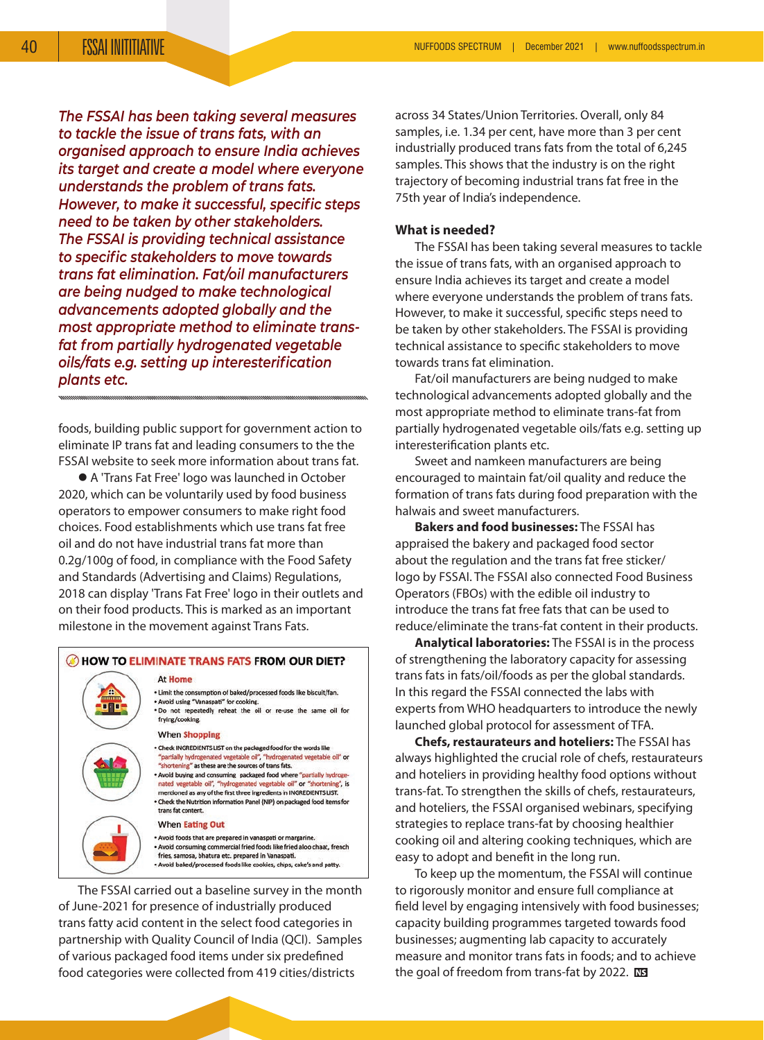*The FSSAI has been taking several measures to tackle the issue of trans fats, with an organised approach to ensure India achieves its target and create a model where everyone understands the problem of trans fats. However, to make it successful, specific steps need to be taken by other stakeholders. The FSSAI is providing technical assistance to specific stakeholders to move towards trans fat elimination. Fat/oil manufacturers are being nudged to make technological advancements adopted globally and the most appropriate method to eliminate trans-fat from partially hydrogenated vegetable oils/fats e.g. setting up interesterification plants etc.*

foods, building public support for government action to eliminate IP trans fat and leading consumers to the the FSSAI website to seek more information about trans fat.

- A 'Trans Fat Free' logo was launched in October 2020, which can be voluntarily used by food business operators to empower consumers to make right food choices. Food establishments which use trans fat free oil and do not have industrial trans fat more than 0.2g/100g of food, in compliance with the Food Safety and Standards (Advertising and Claims) Regulations, 2018 can display 'Trans Fat Free' logo in their outlets and on their food products. This is marked as an important milestone in the movement against Trans Fats.

**HOW TO ELIMINATE TRANS FATS FROM OUR DIET?**

**At Home**
- Limit the consumption of baked/processed foods like biscuit/fan.
- Avoid using "Vanaspati" for cooking.
- Do not repeatedly reheat the oil or re-use the same oil for frying/cooking.

**When Shopping**
- Check INGREDIENTS LIST on the packaged food for the words like "partially hydrogenated vegetable oil", "hydrogenated vegetable oil" or "shortening" as these are the sources of trans fats.
- Avoid buying and consuming packaged food where "partially hydrogenated vegetable oil", "hydrogenated vegetable oil" or "shortening", is mentioned as any of the first three ingredients in INGREDIENTS LIST.
- Check the Nutrition Information Panel (NIP) on packaged food items for trans fat content.

**When Eating Out**
- Avoid foods that are prepared in vanaspati or margarine.
- Avoid consuming commercial fried foods like fried aloo chaat, french fries, samosa, bhatura etc. prepared in Vanaspati.
- Avoid baked/processed foods like cookies, chips, cake's and patty.

The FSSAI carried out a baseline survey in the month of June-2021 for presence of industrially produced trans fatty acid content in the select food categories in partnership with Quality Council of India (QCI). Samples of various packaged food items under six predefined food categories were collected from 419 cities/districts across 34 States/Union Territories. Overall, only 84 samples, i.e. 1.34 per cent, have more than 3 per cent industrially produced trans fats from the total of 6,245 samples. This shows that the industry is on the right trajectory of becoming industrial trans fat free in the 75th year of India's independence.

### What is needed?

The FSSAI has been taking several measures to tackle the issue of trans fats, with an organised approach to ensure India achieves its target and create a model where everyone understands the problem of trans fats. However, to make it successful, specific steps need to be taken by other stakeholders. The FSSAI is providing technical assistance to specific stakeholders to move towards trans fat elimination.

Fat/oil manufacturers are being nudged to make technological advancements adopted globally and the most appropriate method to eliminate trans-fat from partially hydrogenated vegetable oils/fats e.g. setting up interesterification plants etc.

Sweet and namkeen manufacturers are being encouraged to maintain fat/oil quality and reduce the formation of trans fats during food preparation with the halwais and sweet manufacturers.

**Bakers and food businesses:** The FSSAI has appraised the bakery and packaged food sector about the regulation and the trans fat free sticker/logo by FSSAI. The FSSAI also connected Food Business Operators (FBOs) with the edible oil industry to introduce the trans fat free fats that can be used to reduce/eliminate the trans-fat content in their products.

**Analytical laboratories:** The FSSAI is in the process of strengthening the laboratory capacity for assessing trans fats in fats/oil/foods as per the global standards. In this regard the FSSAI connected the labs with experts from WHO headquarters to introduce the newly launched global protocol for assessment of TFA.

**Chefs, restaurateurs and hoteliers:** The FSSAI has always highlighted the crucial role of chefs, restaurateurs and hoteliers in providing healthy food options without trans-fat. To strengthen the skills of chefs, restaurateurs, and hoteliers, the FSSAI organised webinars, specifying strategies to replace trans-fat by choosing healthier cooking oil and altering cooking techniques, which are easy to adopt and benefit in the long run.

To keep up the momentum, the FSSAI will continue to rigorously monitor and ensure full compliance at field level by engaging intensively with food businesses; capacity building programmes targeted towards food businesses; augmenting lab capacity to accurately measure and monitor trans fats in foods; and to achieve the goal of freedom from trans-fat by 2022.